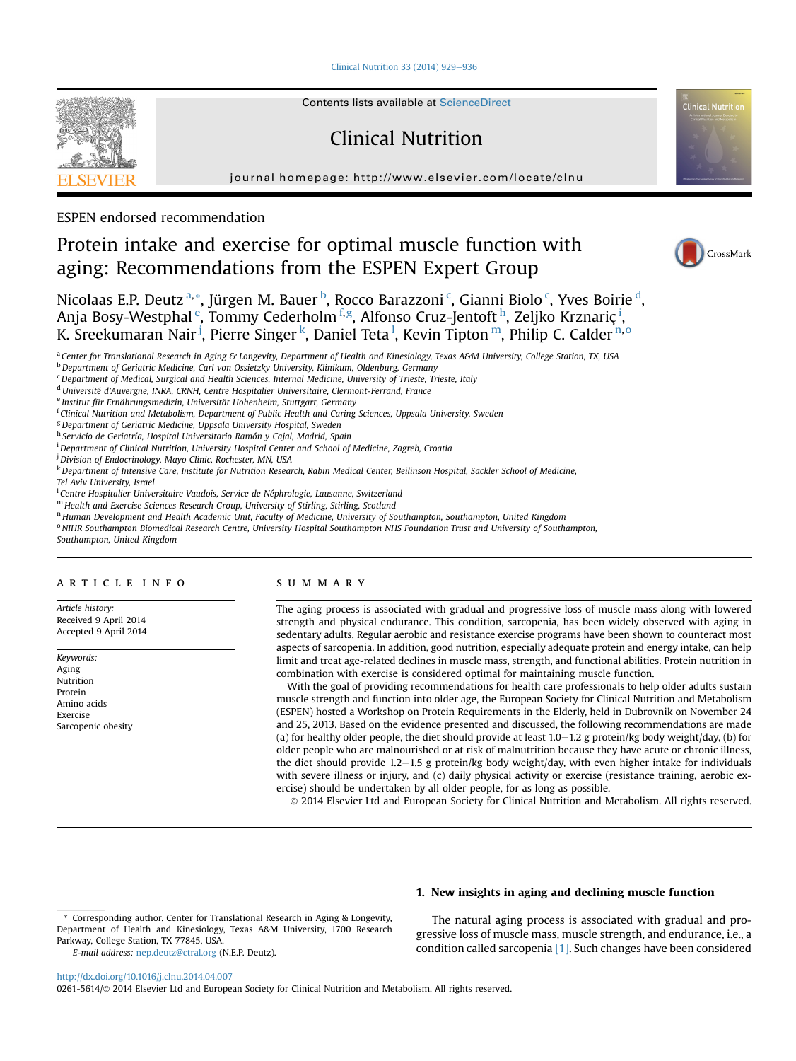ESPEN endorsed recommendation

# Protein intake and exercise for optimal muscle function with aging: Recommendations from the ESPEN Expert Group

Nicolaas E.P. Deutz [a,*], Jürgen M. Bauer [b], Rocco Barazzoni [c], Gianni Biolo [c], Yves Boirie [d], Anja Bosy-Westphal [e], Tommy Cederholm [f,g], Alfonso Cruz-Jentoft [h], Zeljko Krznariç [i], K. Sreekumaran Nair [j], Pierre Singer [k], Daniel Teta [l], Kevin Tipton [m], Philip C. Calder [n,o]

[a] Center for Translational Research in Aging & Longevity, Department of Health and Kinesiology, Texas A&M University, College Station, TX, USA
[b] Department of Geriatric Medicine, Carl von Ossietzky University, Klinikum, Oldenburg, Germany
[c] Department of Medical, Surgical and Health Sciences, Internal Medicine, University of Trieste, Trieste, Italy
[d] Université d'Auvergne, INRA, CRNH, Centre Hospitalier Universitaire, Clermont-Ferrand, France
[e] Institut für Ernährungsmedizin, Universität Hohenheim, Stuttgart, Germany
[f] Clinical Nutrition and Metabolism, Department of Public Health and Caring Sciences, Uppsala University, Sweden
[g] Department of Geriatric Medicine, Uppsala University Hospital, Sweden
[h] Servicio de Geriatría, Hospital Universitario Ramón y Cajal, Madrid, Spain
[i] Department of Clinical Nutrition, University Hospital Center and School of Medicine, Zagreb, Croatia
[j] Division of Endocrinology, Mayo Clinic, Rochester, MN, USA
[k] Department of Intensive Care, Institute for Nutrition Research, Rabin Medical Center, Beilinson Hospital, Sackler School of Medicine, Tel Aviv University, Israel
[l] Centre Hospitalier Universitaire Vaudois, Service de Néphrologie, Lausanne, Switzerland
[m] Health and Exercise Sciences Research Group, University of Stirling, Stirling, Scotland
[n] Human Development and Health Academic Unit, Faculty of Medicine, University of Southampton, Southampton, United Kingdom
[o] NIHR Southampton Biomedical Research Centre, University Hospital Southampton NHS Foundation Trust and University of Southampton, Southampton, United Kingdom

## ARTICLE INFO

*Article history:*
Received 9 April 2014
Accepted 9 April 2014

*Keywords:*
Aging
Nutrition
Protein
Amino acids
Exercise
Sarcopenic obesity

## SUMMARY

The aging process is associated with gradual and progressive loss of muscle mass along with lowered strength and physical endurance. This condition, sarcopenia, has been widely observed with aging in sedentary adults. Regular aerobic and resistance exercise programs have been shown to counteract most aspects of sarcopenia. In addition, good nutrition, especially adequate protein and energy intake, can help limit and treat age-related declines in muscle mass, strength, and functional abilities. Protein nutrition in combination with exercise is considered optimal for maintaining muscle function.

With the goal of providing recommendations for health care professionals to help older adults sustain muscle strength and function into older age, the European Society for Clinical Nutrition and Metabolism (ESPEN) hosted a Workshop on Protein Requirements in the Elderly, held in Dubrovnik on November 24 and 25, 2013. Based on the evidence presented and discussed, the following recommendations are made (a) for healthy older people, the diet should provide at least 1.0–1.2 g protein/kg body weight/day, (b) for older people who are malnourished or at risk of malnutrition because they have acute or chronic illness, the diet should provide 1.2–1.5 g protein/kg body weight/day, with even higher intake for individuals with severe illness or injury, and (c) daily physical activity or exercise (resistance training, aerobic exercise) should be undertaken by all older people, for as long as possible.

© 2014 Elsevier Ltd and European Society for Clinical Nutrition and Metabolism. All rights reserved.

## 1. New insights in aging and declining muscle function

The natural aging process is associated with gradual and progressive loss of muscle mass, muscle strength, and endurance, i.e., a condition called sarcopenia [1]. Such changes have been considered

---

* Corresponding author. Center for Translational Research in Aging & Longevity, Department of Health and Kinesiology, Texas A&M University, 1700 Research Parkway, College Station, TX 77845, USA.
*E-mail address:* nep.deutz@ctral.org (N.E.P. Deutz).

http://dx.doi.org/10.1016/j.clnu.2014.04.007
0261-5614/© 2014 Elsevier Ltd and European Society for Clinical Nutrition and Metabolism. All rights reserved.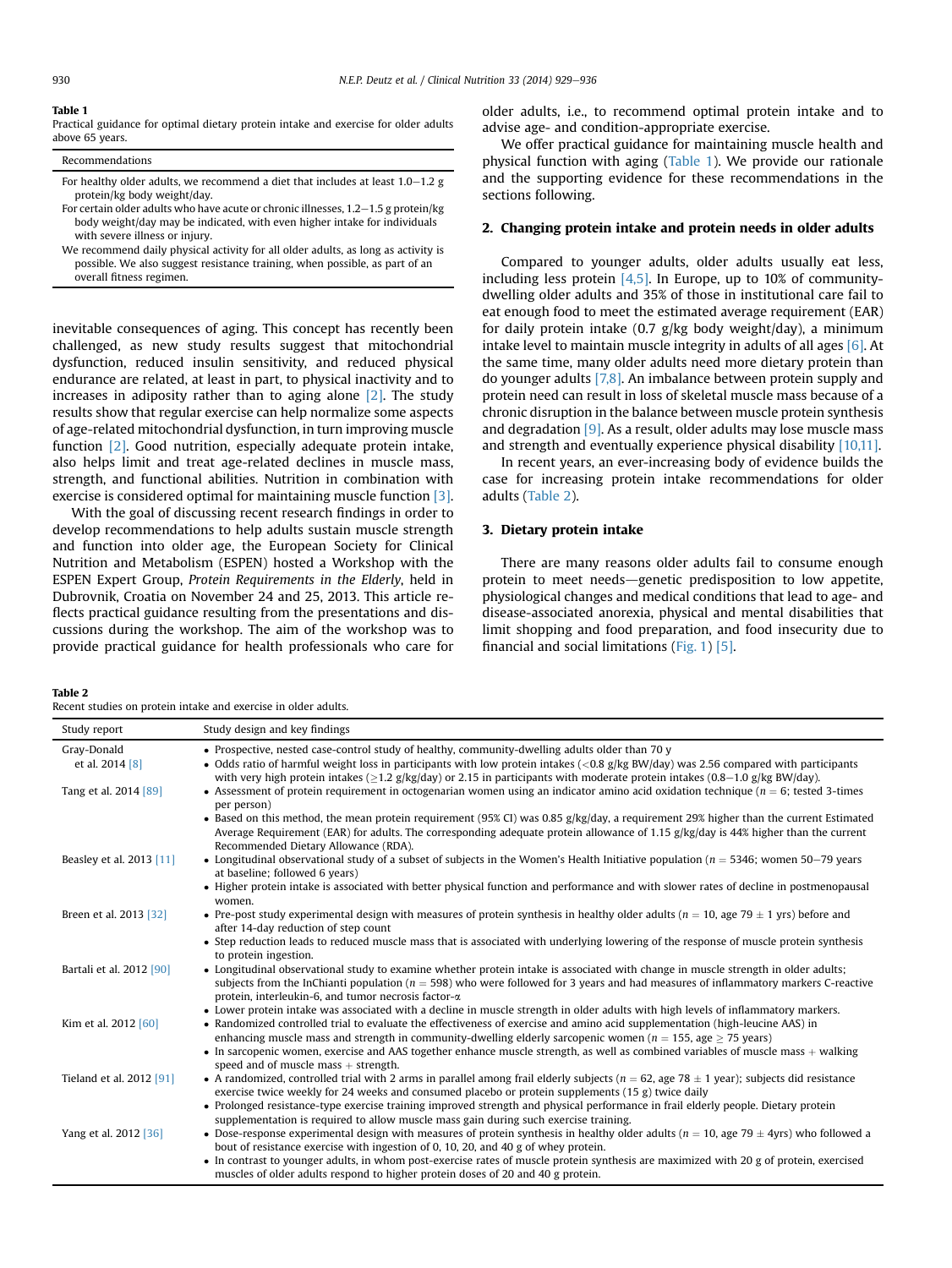**Table 1**
Practical guidance for optimal dietary protein intake and exercise for older adults above 65 years.

| Recommendations |
|---|
| For healthy older adults, we recommend a diet that includes at least 1.0–1.2 g protein/kg body weight/day. |
| For certain older adults who have acute or chronic illnesses, 1.2–1.5 g protein/kg body weight/day may be indicated, with even higher intake for individuals with severe illness or injury. |
| We recommend daily physical activity for all older adults, as long as activity is possible. We also suggest resistance training, when possible, as part of an overall fitness regimen. |

inevitable consequences of aging. This concept has recently been challenged, as new study results suggest that mitochondrial dysfunction, reduced insulin sensitivity, and reduced physical endurance are related, at least in part, to physical inactivity and to increases in adiposity rather than to aging alone [2]. The study results show that regular exercise can help normalize some aspects of age-related mitochondrial dysfunction, in turn improving muscle function [2]. Good nutrition, especially adequate protein intake, also helps limit and treat age-related declines in muscle mass, strength, and functional abilities. Nutrition in combination with exercise is considered optimal for maintaining muscle function [3].

With the goal of discussing recent research findings in order to develop recommendations to help adults sustain muscle strength and function into older age, the European Society for Clinical Nutrition and Metabolism (ESPEN) hosted a Workshop with the ESPEN Expert Group, *Protein Requirements in the Elderly*, held in Dubrovnik, Croatia on November 24 and 25, 2013. This article reflects practical guidance resulting from the presentations and discussions during the workshop. The aim of the workshop was to provide practical guidance for health professionals who care for older adults, i.e., to recommend optimal protein intake and to advise age- and condition-appropriate exercise.

We offer practical guidance for maintaining muscle health and physical function with aging (Table 1). We provide our rationale and the supporting evidence for these recommendations in the sections following.

## 2. Changing protein intake and protein needs in older adults

Compared to younger adults, older adults usually eat less, including less protein [4,5]. In Europe, up to 10% of community-dwelling older adults and 35% of those in institutional care fail to eat enough food to meet the estimated average requirement (EAR) for daily protein intake (0.7 g/kg body weight/day), a minimum intake level to maintain muscle integrity in adults of all ages [6]. At the same time, many older adults need more dietary protein than do younger adults [7,8]. An imbalance between protein supply and protein need can result in loss of skeletal muscle mass because of a chronic disruption in the balance between muscle protein synthesis and degradation [9]. As a result, older adults may lose muscle mass and strength and eventually experience physical disability [10,11].

In recent years, an ever-increasing body of evidence builds the case for increasing protein intake recommendations for older adults (Table 2).

## 3. Dietary protein intake

There are many reasons older adults fail to consume enough protein to meet needs—genetic predisposition to low appetite, physiological changes and medical conditions that lead to age- and disease-associated anorexia, physical and mental disabilities that limit shopping and food preparation, and food insecurity due to financial and social limitations (Fig. 1) [5].

**Table 2**
Recent studies on protein intake and exercise in older adults.

| Study report | Study design and key findings |
|---|---|
| Gray-Donald et al. 2014 [8] | • Prospective, nested case-control study of healthy, community-dwelling adults older than 70 y<br>• Odds ratio of harmful weight loss in participants with low protein intakes (<0.8 g/kg BW/day) was 2.56 compared with participants with very high protein intakes (≥1.2 g/kg/day) or 2.15 in participants with moderate protein intakes (0.8–1.0 g/kg BW/day). |
| Tang et al. 2014 [89] | • Assessment of protein requirement in octogenarian women using an indicator amino acid oxidation technique ($n = 6$; tested 3-times per person)<br>• Based on this method, the mean protein requirement (95% CI) was 0.85 g/kg/day, a requirement 29% higher than the current Estimated Average Requirement (EAR) for adults. The corresponding adequate protein allowance of 1.15 g/kg/day is 44% higher than the current Recommended Dietary Allowance (RDA). |
| Beasley et al. 2013 [11] | • Longitudinal observational study of a subset of subjects in the Women's Health Initiative population ($n = 5346$; women 50–79 years at baseline; followed 6 years)<br>• Higher protein intake is associated with better physical function and performance and with slower rates of decline in postmenopausal women. |
| Breen et al. 2013 [32] | • Pre-post study experimental design with measures of protein synthesis in healthy older adults ($n = 10$, age 79 ± 1 yrs) before and after 14-day reduction of step count<br>• Step reduction leads to reduced muscle mass that is associated with underlying lowering of the response of muscle protein synthesis to protein ingestion. |
| Bartali et al. 2012 [90] | • Longitudinal observational study to examine whether protein intake is associated with change in muscle strength in older adults; subjects from the InChianti population ($n = 598$) who were followed for 3 years and had measures of inflammatory markers C-reactive protein, interleukin-6, and tumor necrosis factor-α<br>• Lower protein intake was associated with a decline in muscle strength in older adults with high levels of inflammatory markers. |
| Kim et al. 2012 [60] | • Randomized controlled trial to evaluate the effectiveness of exercise and amino acid supplementation (high-leucine AAS) in enhancing muscle mass and strength in community-dwelling elderly sarcopenic women ($n = 155$, age ≥ 75 years)<br>• In sarcopenic women, exercise and AAS together enhance muscle strength, as well as combined variables of muscle mass + walking speed and of muscle mass + strength. |
| Tieland et al. 2012 [91] | • A randomized, controlled trial with 2 arms in parallel among frail elderly subjects ($n = 62$, age 78 ± 1 year); subjects did resistance exercise twice weekly for 24 weeks and consumed placebo or protein supplements (15 g) twice daily<br>• Prolonged resistance-type exercise training improved strength and physical performance in frail elderly people. Dietary protein supplementation is required to allow muscle mass gain during such exercise training. |
| Yang et al. 2012 [36] | • Dose-response experimental design with measures of protein synthesis in healthy older adults ($n = 10$, age 79 ± 4yrs) who followed a bout of resistance exercise with ingestion of 0, 10, 20, and 40 g of whey protein.<br>• In contrast to younger adults, in whom post-exercise rates of muscle protein synthesis are maximized with 20 g of protein, exercised muscles of older adults respond to higher protein doses of 20 and 40 g protein. |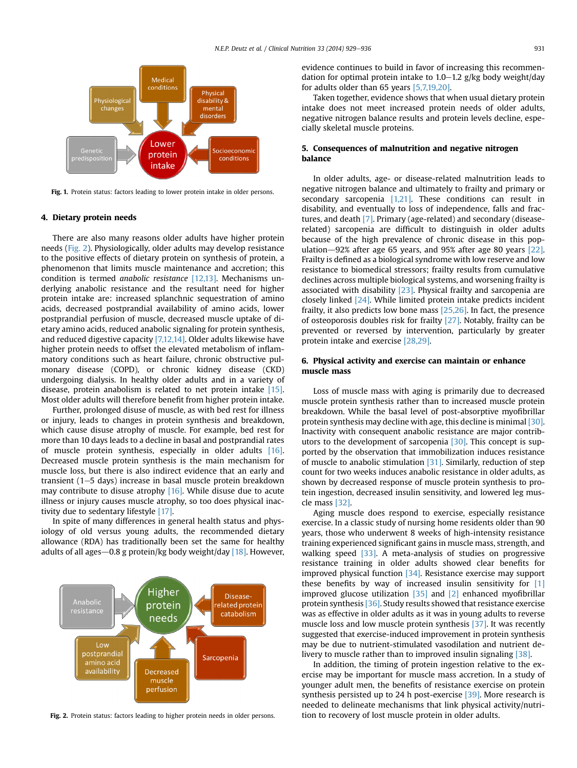Medical conditions

Physiological changes

Physical disability & mental disorders

Genetic predisposition

Lower protein intake

Socioeconomic conditions

**Fig. 1.** Protein status: factors leading to lower protein intake in older persons.

## 4. Dietary protein needs

There are also many reasons older adults have higher protein needs (Fig. 2). Physiologically, older adults may develop resistance to the positive effects of dietary protein on synthesis of protein, a phenomenon that limits muscle maintenance and accretion; this condition is termed *anabolic resistance* [12,13]. Mechanisms underlying anabolic resistance and the resultant need for higher protein intake are: increased splanchnic sequestration of amino acids, decreased postprandial availability of amino acids, lower postprandial perfusion of muscle, decreased muscle uptake of dietary amino acids, reduced anabolic signaling for protein synthesis, and reduced digestive capacity [7,12,14]. Older adults likewise have higher protein needs to offset the elevated metabolism of inflammatory conditions such as heart failure, chronic obstructive pulmonary disease (COPD), or chronic kidney disease (CKD) undergoing dialysis. In healthy older adults and in a variety of disease, protein anabolism is related to net protein intake [15]. Most older adults will therefore benefit from higher protein intake.

Further, prolonged disuse of muscle, as with bed rest for illness or injury, leads to changes in protein synthesis and breakdown, which cause disuse atrophy of muscle. For example, bed rest for more than 10 days leads to a decline in basal and postprandial rates of muscle protein synthesis, especially in older adults [16]. Decreased muscle protein synthesis is the main mechanism for muscle loss, but there is also indirect evidence that an early and transient (1–5 days) increase in basal muscle protein breakdown may contribute to disuse atrophy [16]. While disuse due to acute illness or injury causes muscle atrophy, so too does physical inactivity due to sedentary lifestyle [17].

In spite of many differences in general health status and physiology of old versus young adults, the recommended dietary allowance (RDA) has traditionally been set the same for healthy adults of all ages—0.8 g protein/kg body weight/day [18]. However, evidence continues to build in favor of increasing this recommendation for optimal protein intake to 1.0–1.2 g/kg body weight/day for adults older than 65 years [5,7,19,20].

Taken together, evidence shows that when usual dietary protein intake does not meet increased protein needs of older adults, negative nitrogen balance results and protein levels decline, especially skeletal muscle proteins.

Anabolic resistance

Higher protein needs

Disease-related protein catabolism

Low postprandial amino acid availability

Decreased muscle perfusion

Sarcopenia

**Fig. 2.** Protein status: factors leading to higher protein needs in older persons.

## 5. Consequences of malnutrition and negative nitrogen balance

In older adults, age- or disease-related malnutrition leads to negative nitrogen balance and ultimately to frailty and primary or secondary sarcopenia [1,21]. These conditions can result in disability, and eventually to loss of independence, falls and fractures, and death [7]. Primary (age-related) and secondary (disease-related) sarcopenia are difficult to distinguish in older adults because of the high prevalence of chronic disease in this population—92% after age 65 years, and 95% after age 80 years [22]. Frailty is defined as a biological syndrome with low reserve and low resistance to biomedical stressors; frailty results from cumulative declines across multiple biological systems, and worsening frailty is associated with disability [23]. Physical frailty and sarcopenia are closely linked [24]. While limited protein intake predicts incident frailty, it also predicts low bone mass [25,26]. In fact, the presence of osteoporosis doubles risk for frailty [27]. Notably, frailty can be prevented or reversed by intervention, particularly by greater protein intake and exercise [28,29].

## 6. Physical activity and exercise can maintain or enhance muscle mass

Loss of muscle mass with aging is primarily due to decreased muscle protein synthesis rather than to increased muscle protein breakdown. While the basal level of post-absorptive myofibrillar protein synthesis may decline with age, this decline is minimal [30]. Inactivity with consequent anabolic resistance are major contributors to the development of sarcopenia [30]. This concept is supported by the observation that immobilization induces resistance of muscle to anabolic stimulation [31]. Similarly, reduction of step count for two weeks induces anabolic resistance in older adults, as shown by decreased response of muscle protein synthesis to protein ingestion, decreased insulin sensitivity, and lowered leg muscle mass [32].

Aging muscle does respond to exercise, especially resistance exercise. In a classic study of nursing home residents older than 90 years, those who underwent 8 weeks of high-intensity resistance training experienced significant gains in muscle mass, strength, and walking speed [33]. A meta-analysis of studies on progressive resistance training in older adults showed clear benefits for improved physical function [34]. Resistance exercise may support these benefits by way of increased insulin sensitivity for [1] improved glucose utilization [35] and [2] enhanced myofibrillar protein synthesis [36]. Study results showed that resistance exercise was as effective in older adults as it was in young adults to reverse muscle loss and low muscle protein synthesis [37]. It was recently suggested that exercise-induced improvement in protein synthesis may be due to nutrient-stimulated vasodilation and nutrient delivery to muscle rather than to improved insulin signaling [38].

In addition, the timing of protein ingestion relative to the exercise may be important for muscle mass accretion. In a study of younger adult men, the benefits of resistance exercise on protein synthesis persisted up to 24 h post-exercise [39]. More research is needed to delineate mechanisms that link physical activity/nutrition to recovery of lost muscle protein in older adults.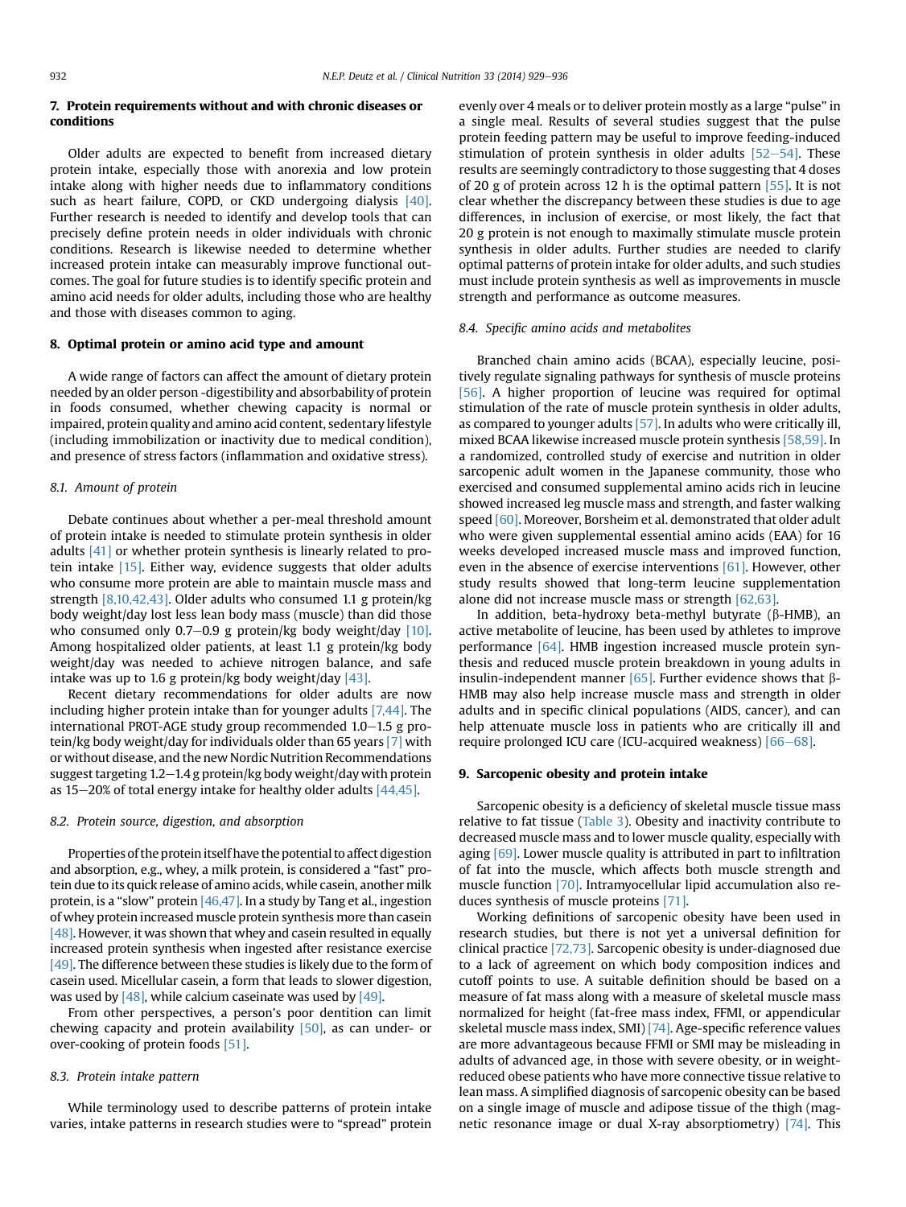## 7. Protein requirements without and with chronic diseases or conditions

Older adults are expected to benefit from increased dietary protein intake, especially those with anorexia and low protein intake along with higher needs due to inflammatory conditions such as heart failure, COPD, or CKD undergoing dialysis [40]. Further research is needed to identify and develop tools that can precisely define protein needs in older individuals with chronic conditions. Research is likewise needed to determine whether increased protein intake can measurably improve functional outcomes. The goal for future studies is to identify specific protein and amino acid needs for older adults, including those who are healthy and those with diseases common to aging.

## 8. Optimal protein or amino acid type and amount

A wide range of factors can affect the amount of dietary protein needed by an older person -digestibility and absorbability of protein in foods consumed, whether chewing capacity is normal or impaired, protein quality and amino acid content, sedentary lifestyle (including immobilization or inactivity due to medical condition), and presence of stress factors (inflammation and oxidative stress).

### 8.1. Amount of protein

Debate continues about whether a per-meal threshold amount of protein intake is needed to stimulate protein synthesis in older adults [41] or whether protein synthesis is linearly related to protein intake [15]. Either way, evidence suggests that older adults who consume more protein are able to maintain muscle mass and strength [8,10,42,43]. Older adults who consumed 1.1 g protein/kg body weight/day lost less lean body mass (muscle) than did those who consumed only 0.7–0.9 g protein/kg body weight/day [10]. Among hospitalized older patients, at least 1.1 g protein/kg body weight/day was needed to achieve nitrogen balance, and safe intake was up to 1.6 g protein/kg body weight/day [43].

Recent dietary recommendations for older adults are now including higher protein intake than for younger adults [7,44]. The international PROT-AGE study group recommended 1.0–1.5 g protein/kg body weight/day for individuals older than 65 years [7] with or without disease, and the new Nordic Nutrition Recommendations suggest targeting 1.2–1.4 g protein/kg body weight/day with protein as 15–20% of total energy intake for healthy older adults [44,45].

### 8.2. Protein source, digestion, and absorption

Properties of the protein itself have the potential to affect digestion and absorption, e.g., whey, a milk protein, is considered a "fast" protein due to its quick release of amino acids, while casein, another milk protein, is a "slow" protein [46,47]. In a study by Tang et al., ingestion of whey protein increased muscle protein synthesis more than casein [48]. However, it was shown that whey and casein resulted in equally increased protein synthesis when ingested after resistance exercise [49]. The difference between these studies is likely due to the form of casein used. Micellular casein, a form that leads to slower digestion, was used by [48], while calcium caseinate was used by [49].

From other perspectives, a person's poor dentition can limit chewing capacity and protein availability [50], as can under- or over-cooking of protein foods [51].

### 8.3. Protein intake pattern

While terminology used to describe patterns of protein intake varies, intake patterns in research studies were to "spread" protein evenly over 4 meals or to deliver protein mostly as a large "pulse" in a single meal. Results of several studies suggest that the pulse protein feeding pattern may be useful to improve feeding-induced stimulation of protein synthesis in older adults [52–54]. These results are seemingly contradictory to those suggesting that 4 doses of 20 g of protein across 12 h is the optimal pattern [55]. It is not clear whether the discrepancy between these studies is due to age differences, in inclusion of exercise, or most likely, the fact that 20 g protein is not enough to maximally stimulate muscle protein synthesis in older adults. Further studies are needed to clarify optimal patterns of protein intake for older adults, and such studies must include protein synthesis as well as improvements in muscle strength and performance as outcome measures.

### 8.4. Specific amino acids and metabolites

Branched chain amino acids (BCAA), especially leucine, positively regulate signaling pathways for synthesis of muscle proteins [56]. A higher proportion of leucine was required for optimal stimulation of the rate of muscle protein synthesis in older adults, as compared to younger adults [57]. In adults who were critically ill, mixed BCAA likewise increased muscle protein synthesis [58,59]. In a randomized, controlled study of exercise and nutrition in older sarcopenic adult women in the Japanese community, those who exercised and consumed supplemental amino acids rich in leucine showed increased leg muscle mass and strength, and faster walking speed [60]. Moreover, Borsheim et al. demonstrated that older adult who were given supplemental essential amino acids (EAA) for 16 weeks developed increased muscle mass and improved function, even in the absence of exercise interventions [61]. However, other study results showed that long-term leucine supplementation alone did not increase muscle mass or strength [62,63].

In addition, beta-hydroxy beta-methyl butyrate (β-HMB), an active metabolite of leucine, has been used by athletes to improve performance [64]. HMB ingestion increased muscle protein synthesis and reduced muscle protein breakdown in young adults in insulin-independent manner [65]. Further evidence shows that β-HMB may also help increase muscle mass and strength in older adults and in specific clinical populations (AIDS, cancer), and can help attenuate muscle loss in patients who are critically ill and require prolonged ICU care (ICU-acquired weakness) [66–68].

## 9. Sarcopenic obesity and protein intake

Sarcopenic obesity is a deficiency of skeletal muscle tissue mass relative to fat tissue (Table 3). Obesity and inactivity contribute to decreased muscle mass and to lower muscle quality, especially with aging [69]. Lower muscle quality is attributed in part to infiltration of fat into the muscle, which affects both muscle strength and muscle function [70]. Intramyocellular lipid accumulation also reduces synthesis of muscle proteins [71].

Working definitions of sarcopenic obesity have been used in research studies, but there is not yet a universal definition for clinical practice [72,73]. Sarcopenic obesity is under-diagnosed due to a lack of agreement on which body composition indices and cutoff points to use. A suitable definition should be based on a measure of fat mass along with a measure of skeletal muscle mass normalized for height (fat-free mass index, FFMI, or appendicular skeletal muscle mass index, SMI) [74]. Age-specific reference values are more advantageous because FFMI or SMI may be misleading in adults of advanced age, in those with severe obesity, or in weight-reduced obese patients who have more connective tissue relative to lean mass. A simplified diagnosis of sarcopenic obesity can be based on a single image of muscle and adipose tissue of the thigh (magnetic resonance image or dual X-ray absorptiometry) [74]. This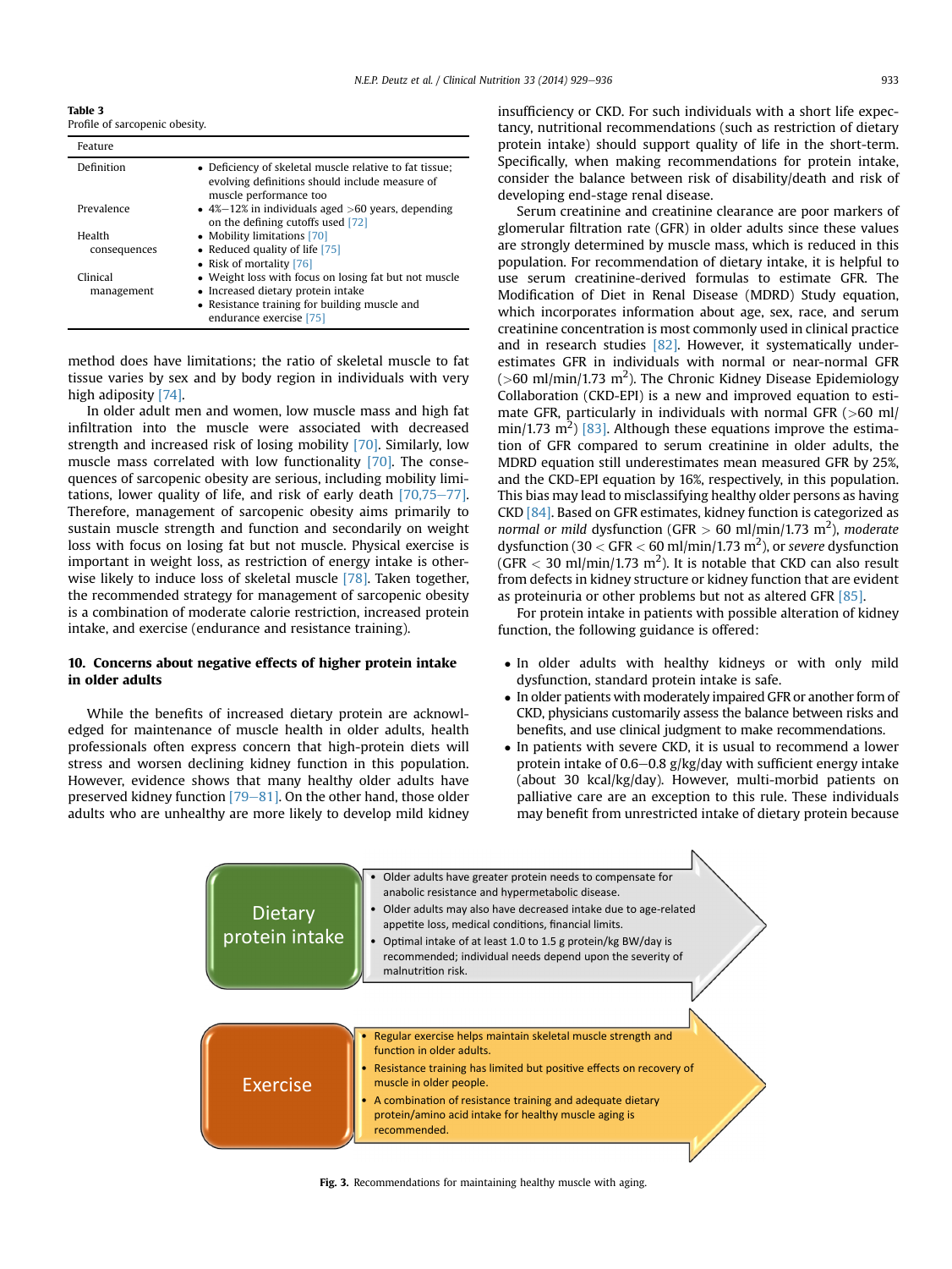Table 3
Profile of sarcopenic obesity.

| Feature | |
|---|---|
| Definition | • Deficiency of skeletal muscle relative to fat tissue; evolving definitions should include measure of muscle performance too |
| Prevalence | • 4%–12% in individuals aged >60 years, depending on the defining cutoffs used [72] |
| Health consequences | • Mobility limitations [70]<br>• Reduced quality of life [75]<br>• Risk of mortality [76] |
| Clinical management | • Weight loss with focus on losing fat but not muscle<br>• Increased dietary protein intake<br>• Resistance training for building muscle and endurance exercise [75] |

method does have limitations; the ratio of skeletal muscle to fat tissue varies by sex and by body region in individuals with very high adiposity [74].

In older adult men and women, low muscle mass and high fat infiltration into the muscle were associated with decreased strength and increased risk of losing mobility [70]. Similarly, low muscle mass correlated with low functionality [70]. The consequences of sarcopenic obesity are serious, including mobility limitations, lower quality of life, and risk of early death [70,75–77]. Therefore, management of sarcopenic obesity aims primarily to sustain muscle strength and function and secondarily on weight loss with focus on losing fat but not muscle. Physical exercise is important in weight loss, as restriction of energy intake is otherwise likely to induce loss of skeletal muscle [78]. Taken together, the recommended strategy for management of sarcopenic obesity is a combination of moderate calorie restriction, increased protein intake, and exercise (endurance and resistance training).

## 10. Concerns about negative effects of higher protein intake in older adults

While the benefits of increased dietary protein are acknowledged for maintenance of muscle health in older adults, health professionals often express concern that high-protein diets will stress and worsen declining kidney function in this population. However, evidence shows that many healthy older adults have preserved kidney function [79–81]. On the other hand, those older adults who are unhealthy are more likely to develop mild kidney insufficiency or CKD. For such individuals with a short life expectancy, nutritional recommendations (such as restriction of dietary protein intake) should support quality of life in the short-term. Specifically, when making recommendations for protein intake, consider the balance between risk of disability/death and risk of developing end-stage renal disease.

Serum creatinine and creatinine clearance are poor markers of glomerular filtration rate (GFR) in older adults since these values are strongly determined by muscle mass, which is reduced in this population. For recommendation of dietary intake, it is helpful to use serum creatinine-derived formulas to estimate GFR. The Modification of Diet in Renal Disease (MDRD) Study equation, which incorporates information about age, sex, race, and serum creatinine concentration is most commonly used in clinical practice and in research studies [82]. However, it systematically underestimates GFR in individuals with normal or near-normal GFR (>60 ml/min/1.73 $m^2$). The Chronic Kidney Disease Epidemiology Collaboration (CKD-EPI) is a new and improved equation to estimate GFR, particularly in individuals with normal GFR (>60 ml/min/1.73 $m^2$) [83]. Although these equations improve the estimation of GFR compared to serum creatinine in older adults, the MDRD equation still underestimates mean measured GFR by 25%, and the CKD-EPI equation by 16%, respectively, in this population. This bias may lead to misclassifying healthy older persons as having CKD [84]. Based on GFR estimates, kidney function is categorized as *normal or mild* dysfunction (GFR > 60 ml/min/1.73 $m^2$), *moderate* dysfunction (30 < GFR < 60 ml/min/1.73 $m^2$), or *severe* dysfunction (GFR < 30 ml/min/1.73 $m^2$). It is notable that CKD can also result from defects in kidney structure or kidney function that are evident as proteinuria or other problems but not as altered GFR [85].

For protein intake in patients with possible alteration of kidney function, the following guidance is offered:

- In older adults with healthy kidneys or with only mild dysfunction, standard protein intake is safe.
- In older patients with moderately impaired GFR or another form of CKD, physicians customarily assess the balance between risks and benefits, and use clinical judgment to make recommendations.
- In patients with severe CKD, it is usual to recommend a lower protein intake of 0.6–0.8 g/kg/day with sufficient energy intake (about 30 kcal/kg/day). However, multi-morbid patients on palliative care are an exception to this rule. These individuals may benefit from unrestricted intake of dietary protein because

Dietary protein intake

- Older adults have greater protein needs to compensate for anabolic resistance and hypermetabolic disease.
- Older adults may also have decreased intake due to age-related appetite loss, medical conditions, financial limits.
- Optimal intake of at least 1.0 to 1.5 g protein/kg BW/day is recommended; individual needs depend upon the severity of malnutrition risk.

Exercise

- Regular exercise helps maintain skeletal muscle strength and function in older adults.
- Resistance training has limited but positive effects on recovery of muscle in older people.
- A combination of resistance training and adequate dietary protein/amino acid intake for healthy muscle aging is recommended.

**Fig. 3.** Recommendations for maintaining healthy muscle with aging.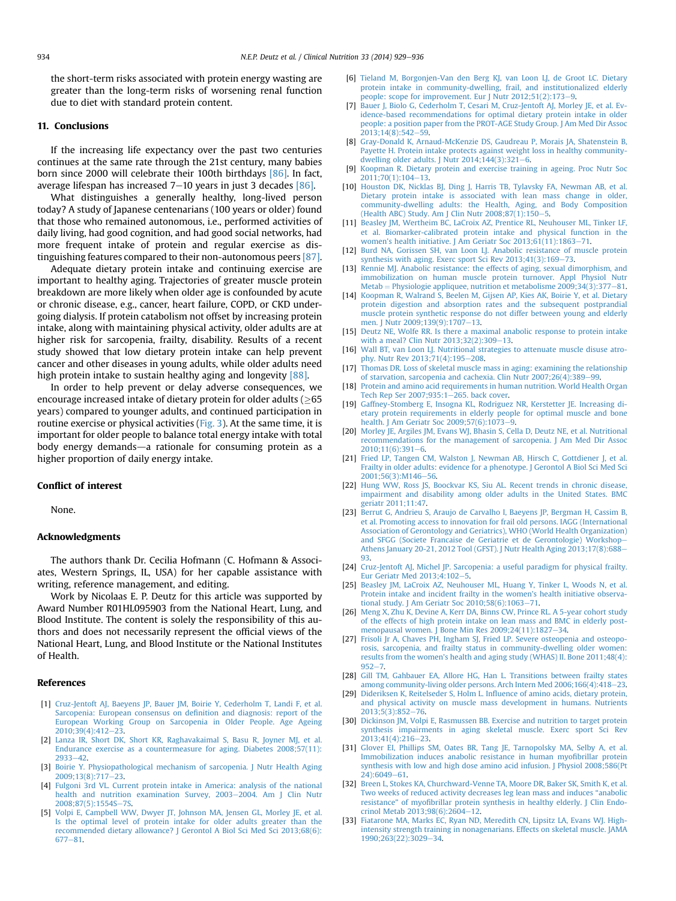the short-term risks associated with protein energy wasting are greater than the long-term risks of worsening renal function due to diet with standard protein content.

## 11. Conclusions

If the increasing life expectancy over the past two centuries continues at the same rate through the 21st century, many babies born since 2000 will celebrate their 100th birthdays [86]. In fact, average lifespan has increased 7–10 years in just 3 decades [86].

What distinguishes a generally healthy, long-lived person today? A study of Japanese centenarians (100 years or older) found that those who remained autonomous, i.e., performed activities of daily living, had good cognition, and had good social networks, had more frequent intake of protein and regular exercise as distinguishing features compared to their non-autonomous peers [87].

Adequate dietary protein intake and continuing exercise are important to healthy aging. Trajectories of greater muscle protein breakdown are more likely when older age is confounded by acute or chronic disease, e.g., cancer, heart failure, COPD, or CKD undergoing dialysis. If protein catabolism not offset by increasing protein intake, along with maintaining physical activity, older adults are at higher risk for sarcopenia, frailty, disability. Results of a recent study showed that low dietary protein intake can help prevent cancer and other diseases in young adults, while older adults need high protein intake to sustain healthy aging and longevity [88].

In order to help prevent or delay adverse consequences, we encourage increased intake of dietary protein for older adults (≥65 years) compared to younger adults, and continued participation in routine exercise or physical activities (Fig. 3). At the same time, it is important for older people to balance total energy intake with total body energy demands—a rationale for consuming protein as a higher proportion of daily energy intake.

## Conflict of interest

None.

## Acknowledgments

The authors thank Dr. Cecilia Hofmann (C. Hofmann & Associates, Western Springs, IL, USA) for her capable assistance with writing, reference management, and editing.

Work by Nicolaas E. P. Deutz for this article was supported by Award Number R01HL095903 from the National Heart, Lung, and Blood Institute. The content is solely the responsibility of this authors and does not necessarily represent the official views of the National Heart, Lung, and Blood Institute or the National Institutes of Health.

## References

[1] Cruz-Jentoft AJ, Baeyens JP, Bauer JM, Boirie Y, Cederholm T, Landi F, et al. Sarcopenia: European consensus on definition and diagnosis: report of the European Working Group on Sarcopenia in Older People. Age Ageing 2010;39(4):412–23.

[2] Lanza IR, Short DK, Short KR, Raghavakaimal S, Basu R, Joyner MJ, et al. Endurance exercise as a countermeasure for aging. Diabetes 2008;57(11):2933–42.

[3] Boirie Y. Physiopathological mechanism of sarcopenia. J Nutr Health Aging 2009;13(8):717–23.

[4] Fulgoni 3rd VL. Current protein intake in America: analysis of the national health and nutrition examination Survey, 2003–2004. Am J Clin Nutr 2008;87(5):1554S–7S.

[5] Volpi E, Campbell WW, Dwyer JT, Johnson MA, Jensen GL, Morley JE, et al. Is the optimal level of protein intake for older adults greater than the recommended dietary allowance? J Gerontol A Biol Sci Med Sci 2013;68(6):677–81.

[6] Tieland M, Borgonjen-Van den Berg KJ, van Loon LJ, de Groot LC. Dietary protein intake in community-dwelling, frail, and institutionalized elderly people: scope for improvement. Eur J Nutr 2012;51(2):173–9.

[7] Bauer J, Biolo G, Cederholm T, Cesari M, Cruz-Jentoft AJ, Morley JE, et al. Evidence-based recommendations for optimal dietary protein intake in older people: a position paper from the PROT-AGE Study Group. J Am Med Dir Assoc 2013;14(8):542–59.

[8] Gray-Donald K, Arnaud-McKenzie DS, Gaudreau P, Morais JA, Shatenstein B, Payette H. Protein intake protects against weight loss in healthy community-dwelling older adults. J Nutr 2014;144(3):321–6.

[9] Koopman R. Dietary protein and exercise training in ageing. Proc Nutr Soc 2011;70(1):104–13.

[10] Houston DK, Nicklas BJ, Ding J, Harris TB, Tylavsky FA, Newman AB, et al. Dietary protein intake is associated with lean mass change in older, community-dwelling adults: the Health, Aging, and Body Composition (Health ABC) Study. Am J Clin Nutr 2008;87(1):150–5.

[11] Beasley JM, Wertheim BC, LaCroix AZ, Prentice RL, Neuhouser ML, Tinker LF, et al. Biomarker-calibrated protein intake and physical function in the women's health initiative. J Am Geriatr Soc 2013;61(11):1863–71.

[12] Burd NA, Gorissen SH, van Loon LJ. Anabolic resistance of muscle protein synthesis with aging. Exerc Sport Sci Rev 2013;41(3):169–73.

[13] Rennie MJ. Anabolic resistance: the effects of aging, sexual dimorphism, and immobilization on human muscle protein turnover. Appl Physiol Nutr Metab = Physiologie appliquee, nutrition et metabolisme 2009;34(3):377–81.

[14] Koopman R, Walrand S, Beelen M, Gijsen AP, Kies AK, Boirie Y, et al. Dietary protein digestion and absorption rates and the subsequent postprandial muscle protein synthetic response do not differ between young and elderly men. J Nutr 2009;139(9):1707–13.

[15] Deutz NE, Wolfe RR. Is there a maximal anabolic response to protein intake with a meal? Clin Nutr 2013;32(2):309–13.

[16] Wall BT, van Loon LJ. Nutritional strategies to attenuate muscle disuse atrophy. Nutr Rev 2013;71(4):195–208.

[17] Thomas DR. Loss of skeletal muscle mass in aging: examining the relationship of starvation, sarcopenia and cachexia. Clin Nutr 2007;26(4):389–99.

[18] Protein and amino acid requirements in human nutrition. World Health Organ Tech Rep Ser 2007;935:1–265. back cover.

[19] Gaffney-Stomberg E, Insogna KL, Rodriguez NR, Kerstetter JE. Increasing dietary protein requirements in elderly people for optimal muscle and bone health. J Am Geriatr Soc 2009;57(6):1073–9.

[20] Morley JE, Argiles JM, Evans WJ, Bhasin S, Cella D, Deutz NE, et al. Nutritional recommendations for the management of sarcopenia. J Am Med Dir Assoc 2010;11(6):391–6.

[21] Fried LP, Tangen CM, Walston J, Newman AB, Hirsch C, Gottdiener J, et al. Frailty in older adults: evidence for a phenotype. J Gerontol A Biol Sci Med Sci 2001;56(3):M146–56.

[22] Hung WW, Ross JS, Boockvar KS, Siu AL. Recent trends in chronic disease, impairment and disability among older adults in the United States. BMC geriatr 2011;11:47.

[23] Berrut G, Andrieu S, Araujo de Carvalho I, Baeyens JP, Bergman H, Cassim B, et al. Promoting access to innovation for frail old persons. IAGG (International Association of Gerontology and Geriatrics), WHO (World Health Organization) and SFGG (Societe Francaise de Geriatrie et de Gerontologie) Workshop–Athens January 20-21, 2012 Tool (GFST). J Nutr Health Aging 2013;17(8):688–93.

[24] Cruz-Jentoft AJ, Michel JP. Sarcopenia: a useful paradigm for physical frailty. Eur Geriatr Med 2013;4:102–5.

[25] Beasley JM, LaCroix AZ, Neuhouser ML, Huang Y, Tinker L, Woods N, et al. Protein intake and incident frailty in the women's health initiative observational study. J Am Geriatr Soc 2010;58(6):1063–71.

[26] Meng X, Zhu K, Devine A, Kerr DA, Binns CW, Prince RL. A 5-year cohort study of the effects of high protein intake on lean mass and BMC in elderly postmenopausal women. J Bone Min Res 2009;24(11):1827–34.

[27] Frisoli Jr A, Chaves PH, Ingham SJ, Fried LP. Severe osteopenia and osteoporosis, sarcopenia, and frailty status in community-dwelling older women: results from the women's health and aging study (WHAS) II. Bone 2011;48(4):952–7.

[28] Gill TM, Gahbauer EA, Allore HG, Han L. Transitions between frailty states among community-living older persons. Arch Intern Med 2006;166(4):418–23.

[29] Dideriksen K, Reitelseder S, Holm L. Influence of amino acids, dietary protein, and physical activity on muscle mass development in humans. Nutrients 2013;5(3):852–76.

[30] Dickinson JM, Volpi E, Rasmussen BB. Exercise and nutrition to target protein synthesis impairments in aging skeletal muscle. Exerc sport Sci Rev 2013;41(4):216–23.

[31] Glover EI, Phillips SM, Oates BR, Tang JE, Tarnopolsky MA, Selby A, et al. Immobilization induces anabolic resistance in human myofibrillar protein synthesis with low and high dose amino acid infusion. J Physiol 2008;586(Pt 24):6049–61.

[32] Breen L, Stokes KA, Churchward-Venne TA, Moore DR, Baker SK, Smith K, et al. Two weeks of reduced activity decreases leg lean mass and induces "anabolic resistance" of myofibrillar protein synthesis in healthy elderly. J Clin Endocrinol Metab 2013;98(6):2604–12.

[33] Fiatarone MA, Marks EC, Ryan ND, Meredith CN, Lipsitz LA, Evans WJ. High-intensity strength training in nonagenarians. Effects on skeletal muscle. JAMA 1990;263(22):3029–34.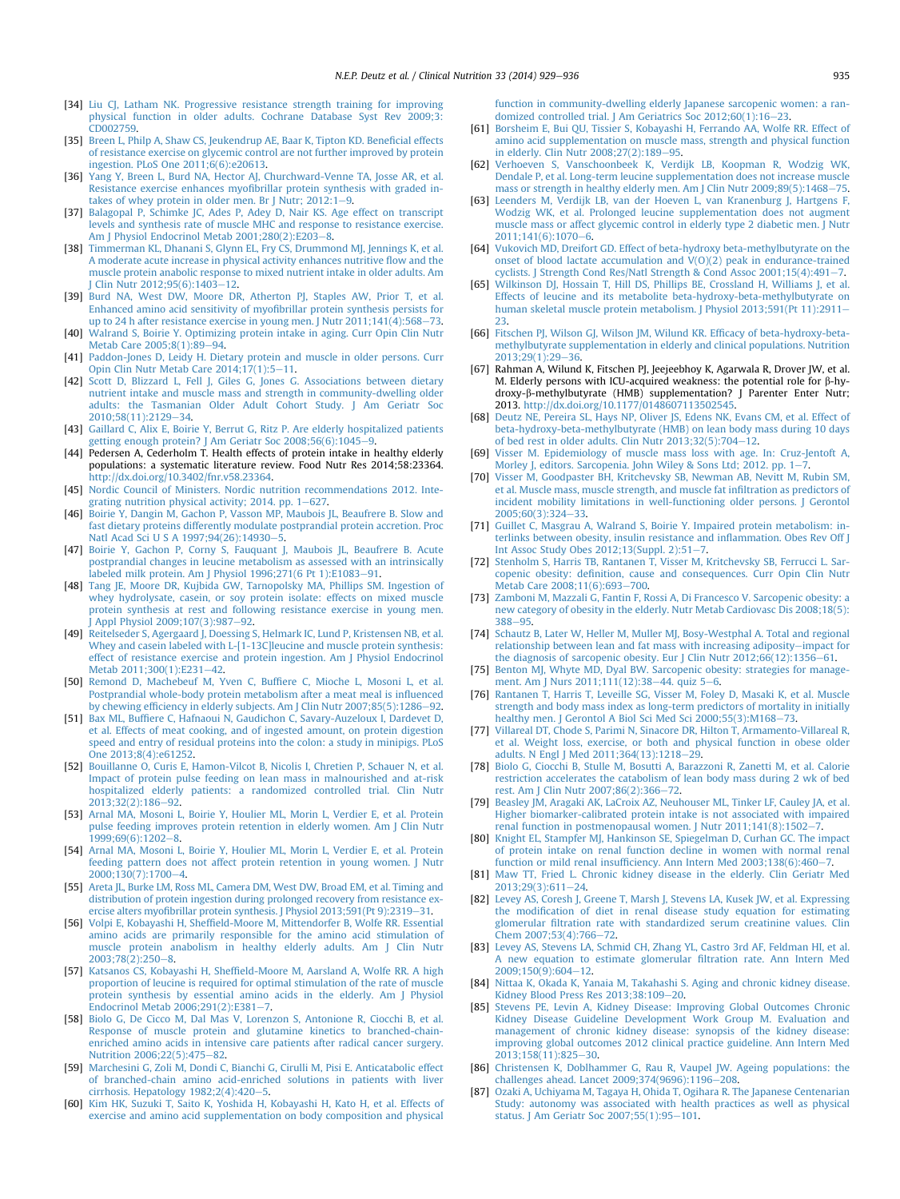[34] Liu CJ, Latham NK. Progressive resistance strength training for improving physical function in older adults. Cochrane Database Syst Rev 2009;3: CD002759.

[35] Breen L, Philp A, Shaw CS, Jeukendrup AE, Baar K, Tipton KD. Beneficial effects of resistance exercise on glycemic control are not further improved by protein ingestion. PLoS One 2011;6(6):e20613.

[36] Yang Y, Breen L, Burd NA, Hector AJ, Churchward-Venne TA, Josse AR, et al. Resistance exercise enhances myofibrillar protein synthesis with graded intakes of whey protein in older men. Br J Nutr; 2012:1–9.

[37] Balagopal P, Schimke JC, Ades P, Adey D, Nair KS. Age effect on transcript levels and synthesis rate of muscle MHC and response to resistance exercise. Am J Physiol Endocrinol Metab 2001;280(2):E203–8.

[38] Timmerman KL, Dhanani S, Glynn EL, Fry CS, Drummond MJ, Jennings K, et al. A moderate acute increase in physical activity enhances nutritive flow and the muscle protein anabolic response to mixed nutrient intake in older adults. Am J Clin Nutr 2012;95(6):1403–12.

[39] Burd NA, West DW, Moore DR, Atherton PJ, Staples AW, Prior T, et al. Enhanced amino acid sensitivity of myofibrillar protein synthesis persists for up to 24 h after resistance exercise in young men. J Nutr 2011;141(4):568–73.

[40] Walrand S, Boirie Y. Optimizing protein intake in aging. Curr Opin Clin Nutr Metab Care 2005;8(1):89–94.

[41] Paddon-Jones D, Leidy H. Dietary protein and muscle in older persons. Curr Opin Clin Nutr Metab Care 2014;17(1):5–11.

[42] Scott D, Blizzard L, Fell J, Giles G, Jones G. Associations between dietary nutrient intake and muscle mass and strength in community-dwelling older adults: the Tasmanian Older Adult Cohort Study. J Am Geriatr Soc 2010;58(11):2129–34.

[43] Gaillard C, Alix E, Boirie Y, Berrut G, Ritz P. Are elderly hospitalized patients getting enough protein? J Am Geriatr Soc 2008;56(6):1045–9.

[44] Pedersen A, Cederholm T. Health effects of protein intake in healthy elderly populations: a systematic literature review. Food Nutr Res 2014;58:23364. http://dx.doi.org/10.3402/fnr.v58.23364.

[45] Nordic Council of Ministers. Nordic nutrition recommendations 2012. Integrating nutrition physical activity; 2014. pp. 1–627.

[46] Boirie Y, Dangin M, Gachon P, Vasson MP, Maubois JL, Beaufrere B. Slow and fast dietary proteins differently modulate postprandial protein accretion. Proc Natl Acad Sci U S A 1997;94(26):14930–5.

[47] Boirie Y, Gachon P, Corny S, Fauquant J, Maubois JL, Beaufrere B. Acute postprandial changes in leucine metabolism as assessed with an intrinsically labeled milk protein. Am J Physiol 1996;271(6 Pt 1):E1083–91.

[48] Tang JE, Moore DR, Kujbida GW, Tarnopolsky MA, Phillips SM. Ingestion of whey hydrolysate, casein, or soy protein isolate: effects on mixed muscle protein synthesis at rest and following resistance exercise in young men. J Appl Physiol 2009;107(3):987–92.

[49] Reitelseder S, Agergaard J, Doessing S, Helmark IC, Lund P, Kristensen NB, et al. Whey and casein labeled with L-[1-13C]leucine and muscle protein synthesis: effect of resistance exercise and protein ingestion. Am J Physiol Endocrinol Metab 2011;300(1):E231–42.

[50] Remond D, Machebeuf M, Yven C, Buffiere C, Mioche L, Mosoni L, et al. Postprandial whole-body protein metabolism after a meat meal is influenced by chewing efficiency in elderly subjects. Am J Clin Nutr 2007;85(5):1286–92.

[51] Bax ML, Buffiere C, Hafnaoui N, Gaudichon C, Savary-Auzeloux I, Dardevet D, et al. Effects of meat cooking, and of ingested amount, on protein digestion speed and entry of residual proteins into the colon: a study in minipigs. PLoS One 2013;8(4):e61252.

[52] Bouillanne O, Curis E, Hamon-Vilcot B, Nicolis I, Chretien P, Schauer N, et al. Impact of protein pulse feeding on lean mass in malnourished and at-risk hospitalized elderly patients: a randomized controlled trial. Clin Nutr 2013;32(2):186–92.

[53] Arnal MA, Mosoni L, Boirie Y, Houlier ML, Morin L, Verdier E, et al. Protein pulse feeding improves protein retention in elderly women. Am J Clin Nutr 1999;69(6):1202–8.

[54] Arnal MA, Mosoni L, Boirie Y, Houlier ML, Morin L, Verdier E, et al. Protein feeding pattern does not affect protein retention in young women. J Nutr 2000;130(7):1700–4.

[55] Areta JL, Burke LM, Ross ML, Camera DM, West DW, Broad EM, et al. Timing and distribution of protein ingestion during prolonged recovery from resistance exercise alters myofibrillar protein synthesis. J Physiol 2013;591(Pt 9):2319–31.

[56] Volpi E, Kobayashi H, Sheffield-Moore M, Mittendorfer B, Wolfe RR. Essential amino acids are primarily responsible for the amino acid stimulation of muscle protein anabolism in healthy elderly adults. Am J Clin Nutr 2003;78(2):250–8.

[57] Katsanos CS, Kobayashi H, Sheffield-Moore M, Aarsland A, Wolfe RR. A high proportion of leucine is required for optimal stimulation of the rate of muscle protein synthesis by essential amino acids in the elderly. Am J Physiol Endocrinol Metab 2006;291(2):E381–7.

[58] Biolo G, De Cicco M, Dal Mas V, Lorenzon S, Antonione R, Ciocchi B, et al. Response of muscle protein and glutamine kinetics to branched-chain-enriched amino acids in intensive care patients after radical cancer surgery. Nutrition 2006;22(5):475–82.

[59] Marchesini G, Zoli M, Dondi C, Bianchi G, Cirulli M, Pisi E. Anticatabolic effect of branched-chain amino acid-enriched solutions in patients with liver cirrhosis. Hepatology 1982;2(4):420–5.

[60] Kim HK, Suzuki T, Saito K, Yoshida H, Kobayashi H, Kato H, et al. Effects of exercise and amino acid supplementation on body composition and physical function in community-dwelling elderly Japanese sarcopenic women: a randomized controlled trial. J Am Geriatrics Soc 2012;60(1):16–23.

[61] Borsheim E, Bui QU, Tissier S, Kobayashi H, Ferrando AA, Wolfe RR. Effect of amino acid supplementation on muscle mass, strength and physical function in elderly. Clin Nutr 2008;27(2):189–95.

[62] Verhoeven S, Vanschoonbeek K, Verdijk LB, Koopman R, Wodzig WK, Dendale P, et al. Long-term leucine supplementation does not increase muscle mass or strength in healthy elderly men. Am J Clin Nutr 2009;89(5):1468–75.

[63] Leenders M, Verdijk LB, van der Hoeven L, van Kranenburg J, Hartgens F, Wodzig WK, et al. Prolonged leucine supplementation does not augment muscle mass or affect glycemic control in elderly type 2 diabetic men. J Nutr 2011;141(6):1070–6.

[64] Vukovich MD, Dreifort GD. Effect of beta-hydroxy beta-methylbutyrate on the onset of blood lactate accumulation and V(O)(2) peak in endurance-trained cyclists. J Strength Cond Res/Natl Strength & Cond Assoc 2001;15(4):491–7.

[65] Wilkinson DJ, Hossain T, Hill DS, Phillips BE, Crossland H, Williams J, et al. Effects of leucine and its metabolite beta-hydroxy-beta-methylbutyrate on human skeletal muscle protein metabolism. J Physiol 2013;591(Pt 11):2911–23.

[66] Fitschen PJ, Wilson GJ, Wilson JM, Wilund KR. Efficacy of beta-hydroxy-beta-methylbutyrate supplementation in elderly and clinical populations. Nutrition 2013;29(1):29–36.

[67] Rahman A, Wilund K, Fitschen PJ, Jeejeebhoy K, Agarwala R, Drover JW, et al. M. Elderly persons with ICU-acquired weakness: the potential role for β-hydroxy-β-methylbutyrate (HMB) supplementation? J Parenter Enter Nutr; 2013. http://dx.doi.org/10.1177/0148607113502545.

[68] Deutz NE, Pereira SL, Hays NP, Oliver JS, Edens NK, Evans CM, et al. Effect of beta-hydroxy-beta-methylbutyrate (HMB) on lean body mass during 10 days of bed rest in older adults. Clin Nutr 2013;32(5):704–12.

[69] Visser M. Epidemiology of muscle mass loss with age. In: Cruz-Jentoft A, Morley J, editors. Sarcopenia. John Wiley & Sons Ltd; 2012. pp. 1–7.

[70] Visser M, Goodpaster BH, Kritchevsky SB, Newman AB, Nevitt M, Rubin SM, et al. Muscle mass, muscle strength, and muscle fat infiltration as predictors of incident mobility limitations in well-functioning older persons. J Gerontol 2005;60(3):324–33.

[71] Guillet C, Masgrau A, Walrand S, Boirie Y. Impaired protein metabolism: interlinks between obesity, insulin resistance and inflammation. Obes Rev Off J Int Assoc Study Obes 2012;13(Suppl. 2):51–7.

[72] Stenholm S, Harris TB, Rantanen T, Visser M, Kritchevsky SB, Ferrucci L. Sarcopenic obesity: definition, cause and consequences. Curr Opin Clin Nutr Metab Care 2008;11(6):693–700.

[73] Zamboni M, Mazzali G, Fantin F, Rossi A, Di Francesco V. Sarcopenic obesity: a new category of obesity in the elderly. Nutr Metab Cardiovasc Dis 2008;18(5):388–95.

[74] Schautz B, Later W, Heller M, Muller MJ, Bosy-Westphal A. Total and regional relationship between lean and fat mass with increasing adiposity—impact for the diagnosis of sarcopenic obesity. Eur J Clin Nutr 2012;66(12):1356–61.

[75] Benton MJ, Whyte MD, Dyal BW. Sarcopenic obesity: strategies for management. Am J Nurs 2011;111(12):38–44. quiz 5–6.

[76] Rantanen T, Harris T, Leveille SG, Visser M, Foley D, Masaki K, et al. Muscle strength and body mass index as long-term predictors of mortality in initially healthy men. J Gerontol A Biol Sci Med Sci 2000;55(3):M168–73.

[77] Villareal DT, Chode S, Parimi N, Sinacore DR, Hilton T, Armamento-Villareal R, et al. Weight loss, exercise, or both and physical function in obese older adults. N Engl J Med 2011;364(13):1218–29.

[78] Biolo G, Ciocchi B, Stulle M, Bosutti A, Barazzoni R, Zanetti M, et al. Calorie restriction accelerates the catabolism of lean body mass during 2 wk of bed rest. Am J Clin Nutr 2007;86(2):366–72.

[79] Beasley JM, Aragaki AK, LaCroix AZ, Neuhouser ML, Tinker LF, Cauley JA, et al. Higher biomarker-calibrated protein intake is not associated with impaired renal function in postmenopausal women. J Nutr 2011;141(8):1502–7.

[80] Knight EL, Stampfer MJ, Hankinson SE, Spiegelman D, Curhan GC. The impact of protein intake on renal function decline in women with normal renal function or mild renal insufficiency. Ann Intern Med 2003;138(6):460–7.

[81] Maw TT, Fried L. Chronic kidney disease in the elderly. Clin Geriatr Med 2013;29(3):611–24.

[82] Levey AS, Coresh J, Greene T, Marsh J, Stevens LA, Kusek JW, et al. Expressing the modification of diet in renal disease study equation for estimating glomerular filtration rate with standardized serum creatinine values. Clin Chem 2007;53(4):766–72.

[83] Levey AS, Stevens LA, Schmid CH, Zhang YL, Castro 3rd AF, Feldman HI, et al. A new equation to estimate glomerular filtration rate. Ann Intern Med 2009;150(9):604–12.

[84] Nittaa K, Okada K, Yanaia M, Takahashi S. Aging and chronic kidney disease. Kidney Blood Press Res 2013;38:109–20.

[85] Stevens PE, Levin A, Kidney Disease: Improving Global Outcomes Chronic Kidney Disease Guideline Development Work Group M. Evaluation and management of chronic kidney disease: synopsis of the kidney disease: improving global outcomes 2012 clinical practice guideline. Ann Intern Med 2013;158(11):825–30.

[86] Christensen K, Doblhammer G, Rau R, Vaupel JW. Ageing populations: the challenges ahead. Lancet 2009;374(9696):1196–208.

[87] Ozaki A, Uchiyama M, Tagaya H, Ohida T, Ogihara R. The Japanese Centenarian Study: autonomy was associated with health practices as well as physical status. J Am Geriatr Soc 2007;55(1):95–101.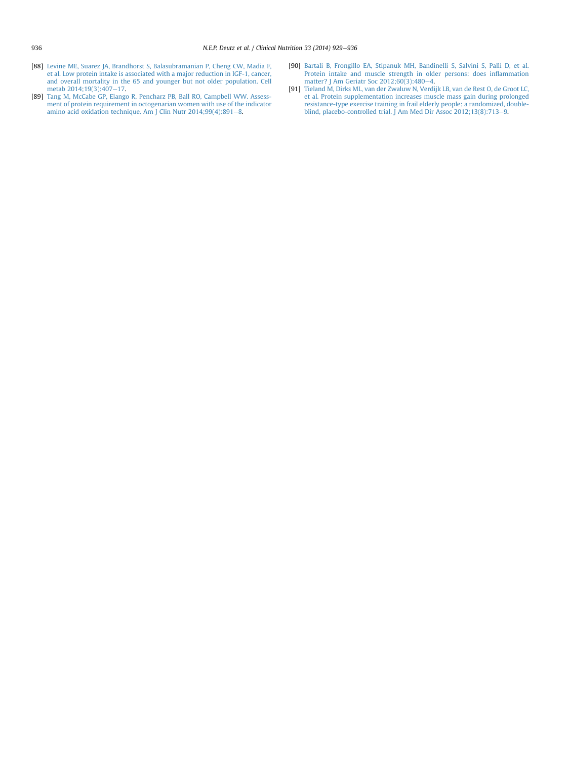[88] Levine ME, Suarez JA, Brandhorst S, Balasubramanian P, Cheng CW, Madia F, et al. Low protein intake is associated with a major reduction in IGF-1, cancer, and overall mortality in the 65 and younger but not older population. Cell metab 2014;19(3):407–17.

[89] Tang M, McCabe GP, Elango R, Pencharz PB, Ball RO, Campbell WW. Assessment of protein requirement in octogenarian women with use of the indicator amino acid oxidation technique. Am J Clin Nutr 2014;99(4):891–8.

[90] Bartali B, Frongillo EA, Stipanuk MH, Bandinelli S, Salvini S, Palli D, et al. Protein intake and muscle strength in older persons: does inflammation matter? J Am Geriatr Soc 2012;60(3):480–4.

[91] Tieland M, Dirks ML, van der Zwaluw N, Verdijk LB, van de Rest O, de Groot LC, et al. Protein supplementation increases muscle mass gain during prolonged resistance-type exercise training in frail elderly people: a randomized, double-blind, placebo-controlled trial. J Am Med Dir Assoc 2012;13(8):713–9.